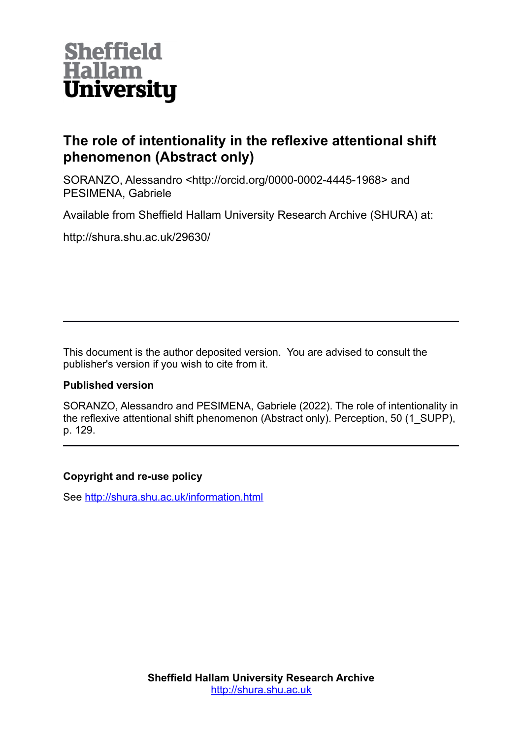Sheffield Hallam University

# The role of intentionality in the reflexive attentional shift phenomenon (Abstract only)

SORANZO, Alessandro <http://orcid.org/0000-0002-4445-1968> and PESIMENA, Gabriele

Available from Sheffield Hallam University Research Archive (SHURA) at:

http://shura.shu.ac.uk/29630/

---

This document is the author deposited version. You are advised to consult the publisher's version if you wish to cite from it.

### Published version

SORANZO, Alessandro and PESIMENA, Gabriele (2022). The role of intentionality in the reflexive attentional shift phenomenon (Abstract only). Perception, 50 (1_SUPP), p. 129.

---

### Copyright and re-use policy

See http://shura.shu.ac.uk/information.html

**Sheffield Hallam University Research Archive**
http://shura.shu.ac.uk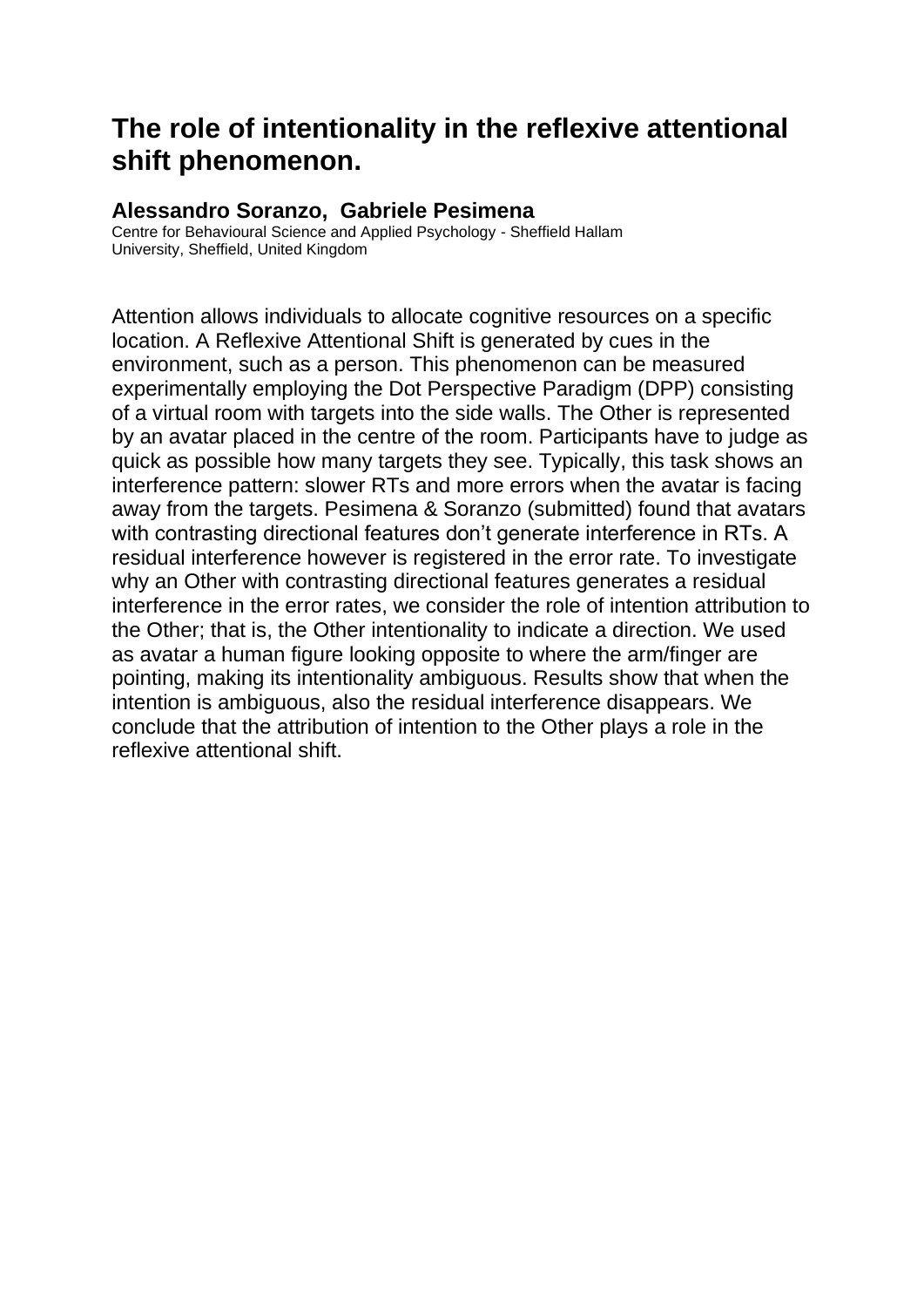# The role of intentionality in the reflexive attentional shift phenomenon.

**Alessandro Soranzo, Gabriele Pesimena**

Centre for Behavioural Science and Applied Psychology - Sheffield Hallam University, Sheffield, United Kingdom

Attention allows individuals to allocate cognitive resources on a specific location. A Reflexive Attentional Shift is generated by cues in the environment, such as a person. This phenomenon can be measured experimentally employing the Dot Perspective Paradigm (DPP) consisting of a virtual room with targets into the side walls. The Other is represented by an avatar placed in the centre of the room. Participants have to judge as quick as possible how many targets they see. Typically, this task shows an interference pattern: slower RTs and more errors when the avatar is facing away from the targets. Pesimena & Soranzo (submitted) found that avatars with contrasting directional features don't generate interference in RTs. A residual interference however is registered in the error rate. To investigate why an Other with contrasting directional features generates a residual interference in the error rates, we consider the role of intention attribution to the Other; that is, the Other intentionality to indicate a direction. We used as avatar a human figure looking opposite to where the arm/finger are pointing, making its intentionality ambiguous. Results show that when the intention is ambiguous, also the residual interference disappears. We conclude that the attribution of intention to the Other plays a role in the reflexive attentional shift.